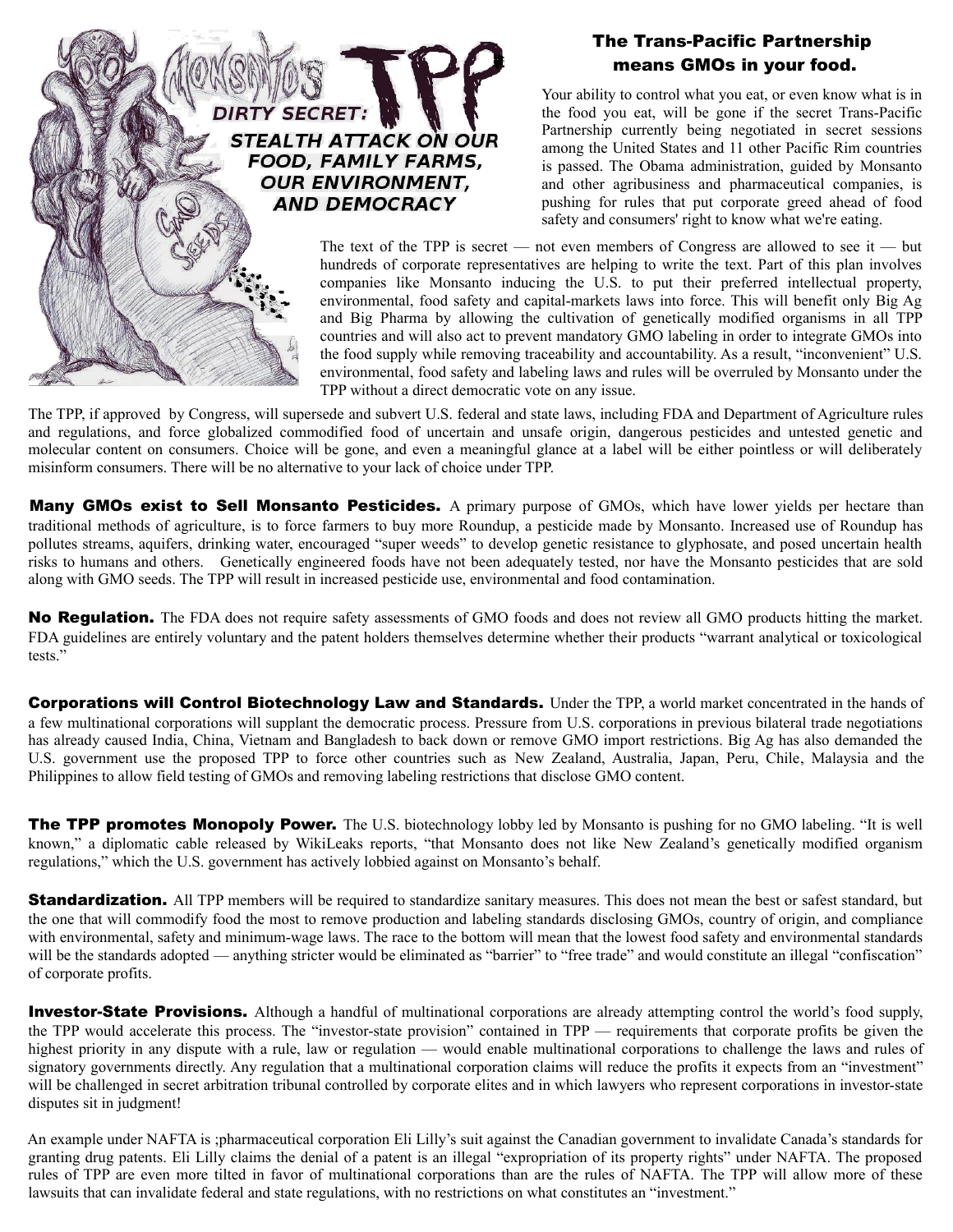# Monsanto's TPP

## DIRTY SECRET:

## STEALTH ATTACK ON OUR FOOD, FAMILY FARMS, OUR ENVIRONMENT, AND DEMOCRACY

### The Trans-Pacific Partnership means GMOs in your food.

Your ability to control what you eat, or even know what is in the food you eat, will be gone if the secret Trans-Pacific Partnership currently being negotiated in secret sessions among the United States and 11 other Pacific Rim countries is passed. The Obama administration, guided by Monsanto and other agribusiness and pharmaceutical companies, is pushing for rules that put corporate greed ahead of food safety and consumers' right to know what we're eating.

The text of the TPP is secret — not even members of Congress are allowed to see it — but hundreds of corporate representatives are helping to write the text. Part of this plan involves companies like Monsanto inducing the U.S. to put their preferred intellectual property, environmental, food safety and capital-markets laws into force. This will benefit only Big Ag and Big Pharma by allowing the cultivation of genetically modified organisms in all TPP countries and will also act to prevent mandatory GMO labeling in order to integrate GMOs into the food supply while removing traceability and accountability. As a result, "inconvenient" U.S. environmental, food safety and labeling laws and rules will be overruled by Monsanto under the TPP without a direct democratic vote on any issue.

The TPP, if approved by Congress, will supersede and subvert U.S. federal and state laws, including FDA and Department of Agriculture rules and regulations, and force globalized commodified food of uncertain and unsafe origin, dangerous pesticides and untested genetic and molecular content on consumers. Choice will be gone, and even a meaningful glance at a label will be either pointless or will deliberately misinform consumers. There will be no alternative to your lack of choice under TPP.

**Many GMOs exist to Sell Monsanto Pesticides.** A primary purpose of GMOs, which have lower yields per hectare than traditional methods of agriculture, is to force farmers to buy more Roundup, a pesticide made by Monsanto. Increased use of Roundup has pollutes streams, aquifers, drinking water, encouraged "super weeds" to develop genetic resistance to glyphosate, and posed uncertain health risks to humans and others. Genetically engineered foods have not been adequately tested, nor have the Monsanto pesticides that are sold along with GMO seeds. The TPP will result in increased pesticide use, environmental and food contamination.

**No Regulation.** The FDA does not require safety assessments of GMO foods and does not review all GMO products hitting the market. FDA guidelines are entirely voluntary and the patent holders themselves determine whether their products "warrant analytical or toxicological tests."

**Corporations will Control Biotechnology Law and Standards.** Under the TPP, a world market concentrated in the hands of a few multinational corporations will supplant the democratic process. Pressure from U.S. corporations in previous bilateral trade negotiations has already caused India, China, Vietnam and Bangladesh to back down or remove GMO import restrictions. Big Ag has also demanded the U.S. government use the proposed TPP to force other countries such as New Zealand, Australia, Japan, Peru, Chile, Malaysia and the Philippines to allow field testing of GMOs and removing labeling restrictions that disclose GMO content.

**The TPP promotes Monopoly Power.** The U.S. biotechnology lobby led by Monsanto is pushing for no GMO labeling. "It is well known," a diplomatic cable released by WikiLeaks reports, "that Monsanto does not like New Zealand's genetically modified organism regulations," which the U.S. government has actively lobbied against on Monsanto's behalf.

**Standardization.** All TPP members will be required to standardize sanitary measures. This does not mean the best or safest standard, but the one that will commodify food the most to remove production and labeling standards disclosing GMOs, country of origin, and compliance with environmental, safety and minimum-wage laws. The race to the bottom will mean that the lowest food safety and environmental standards will be the standards adopted — anything stricter would be eliminated as "barrier" to "free trade" and would constitute an illegal "confiscation" of corporate profits.

**Investor-State Provisions.** Although a handful of multinational corporations are already attempting control the world's food supply, the TPP would accelerate this process. The "investor-state provision" contained in TPP — requirements that corporate profits be given the highest priority in any dispute with a rule, law or regulation — would enable multinational corporations to challenge the laws and rules of signatory governments directly. Any regulation that a multinational corporation claims will reduce the profits it expects from an "investment" will be challenged in secret arbitration tribunal controlled by corporate elites and in which lawyers who represent corporations in investor-state disputes sit in judgment!

An example under NAFTA is ;pharmaceutical corporation Eli Lilly's suit against the Canadian government to invalidate Canada's standards for granting drug patents. Eli Lilly claims the denial of a patent is an illegal "expropriation of its property rights" under NAFTA. The proposed rules of TPP are even more tilted in favor of multinational corporations than are the rules of NAFTA. The TPP will allow more of these lawsuits that can invalidate federal and state regulations, with no restrictions on what constitutes an "investment."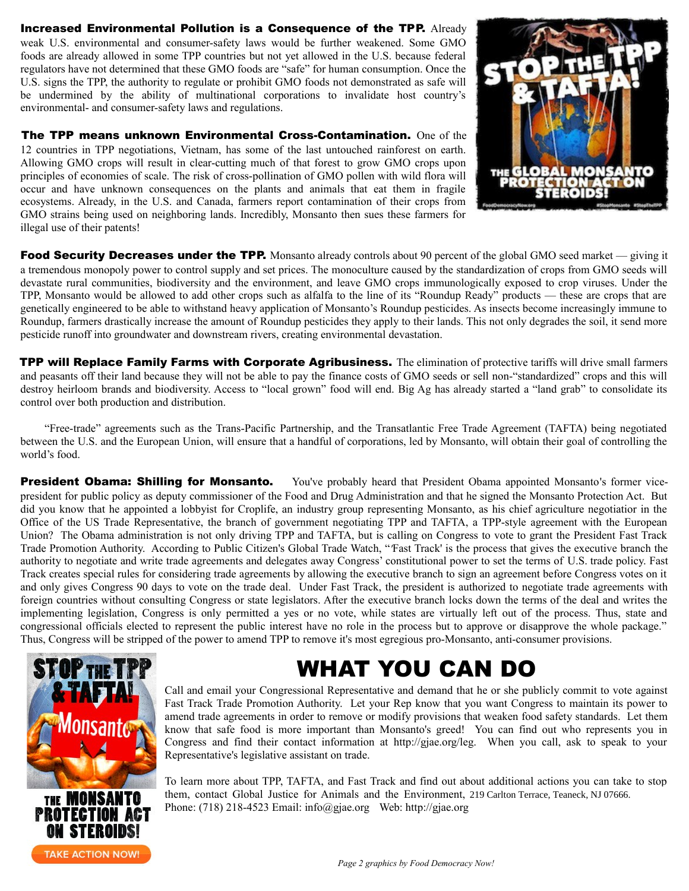**Increased Environmental Pollution is a Consequence of the TPP.** Already weak U.S. environmental and consumer-safety laws would be further weakened. Some GMO foods are already allowed in some TPP countries but not yet allowed in the U.S. because federal regulators have not determined that these GMO foods are "safe" for human consumption. Once the U.S. signs the TPP, the authority to regulate or prohibit GMO foods not demonstrated as safe will be undermined by the ability of multinational corporations to invalidate host country's environmental- and consumer-safety laws and regulations.

**The TPP means unknown Environmental Cross-Contamination.** One of the 12 countries in TPP negotiations, Vietnam, has some of the last untouched rainforest on earth. Allowing GMO crops will result in clear-cutting much of that forest to grow GMO crops upon principles of economies of scale. The risk of cross-pollination of GMO pollen with wild flora will occur and have unknown consequences on the plants and animals that eat them in fragile ecosystems. Already, in the U.S. and Canada, farmers report contamination of their crops from GMO strains being used on neighboring lands. Incredibly, Monsanto then sues these farmers for illegal use of their patents!

STOP THE TPP & TAFTA!

THE GLOBAL MONSANTO PROTECTION ACT ON STEROIDS!

**Food Security Decreases under the TPP.** Monsanto already controls about 90 percent of the global GMO seed market — giving it a tremendous monopoly power to control supply and set prices. The monoculture caused by the standardization of crops from GMO seeds will devastate rural communities, biodiversity and the environment, and leave GMO crops immunologically exposed to crop viruses. Under the TPP, Monsanto would be allowed to add other crops such as alfalfa to the line of its "Roundup Ready" products — these are crops that are genetically engineered to be able to withstand heavy application of Monsanto's Roundup pesticides. As insects become increasingly immune to Roundup, farmers drastically increase the amount of Roundup pesticides they apply to their lands. This not only degrades the soil, it send more pesticide runoff into groundwater and downstream rivers, creating environmental devastation.

**TPP will Replace Family Farms with Corporate Agribusiness.** The elimination of protective tariffs will drive small farmers and peasants off their land because they will not be able to pay the finance costs of GMO seeds or sell non-"standardized" crops and this will destroy heirloom brands and biodiversity. Access to "local grown" food will end. Big Ag has already started a "land grab" to consolidate its control over both production and distribution.

"Free-trade" agreements such as the Trans-Pacific Partnership, and the Transatlantic Free Trade Agreement (TAFTA) being negotiated between the U.S. and the European Union, will ensure that a handful of corporations, led by Monsanto, will obtain their goal of controlling the world's food.

**President Obama: Shilling for Monsanto.** You've probably heard that President Obama appointed Monsanto's former vice-president for public policy as deputy commissioner of the Food and Drug Administration and that he signed the Monsanto Protection Act. But did you know that he appointed a lobbyist for Croplife, an industry group representing Monsanto, as his chief agriculture negotiatior in the Office of the US Trade Representative, the branch of government negotiating TPP and TAFTA, a TPP-style agreement with the European Union? The Obama administration is not only driving TPP and TAFTA, but is calling on Congress to vote to grant the President Fast Track Trade Promotion Authority. According to Public Citizen's Global Trade Watch, "'Fast Track' is the process that gives the executive branch the authority to negotiate and write trade agreements and delegates away Congress' constitutional power to set the terms of U.S. trade policy. Fast Track creates special rules for considering trade agreements by allowing the executive branch to sign an agreement before Congress votes on it and only gives Congress 90 days to vote on the trade deal. Under Fast Track, the president is authorized to negotiate trade agreements with foreign countries without consulting Congress or state legislators. After the executive branch locks down the terms of the deal and writes the implementing legislation, Congress is only permitted a yes or no vote, while states are virtually left out of the process. Thus, state and congressional officials elected to represent the public interest have no role in the process but to approve or disapprove the whole package." Thus, Congress will be stripped of the power to amend TPP to remove it's most egregious pro-Monsanto, anti-consumer provisions.

STOP THE TPP & TAFTA!

Monsanto

THE MONSANTO PROTECTION ACT ON STEROIDS!

TAKE ACTION NOW!

# WHAT YOU CAN DO

Call and email your Congressional Representative and demand that he or she publicly commit to vote against Fast Track Trade Promotion Authority. Let your Rep know that you want Congress to maintain its power to amend trade agreements in order to remove or modify provisions that weaken food safety standards. Let them know that safe food is more important than Monsanto's greed! You can find out who represents you in Congress and find their contact information at http://gjae.org/leg. When you call, ask to speak to your Representative's legislative assistant on trade.

To learn more about TPP, TAFTA, and Fast Track and find out about additional actions you can take to stop them, contact Global Justice for Animals and the Environment, 219 Carlton Terrace, Teaneck, NJ 07666. Phone: (718) 218-4523 Email: info@gjae.org Web: http://gjae.org

*Page 2 graphics by Food Democracy Now!*